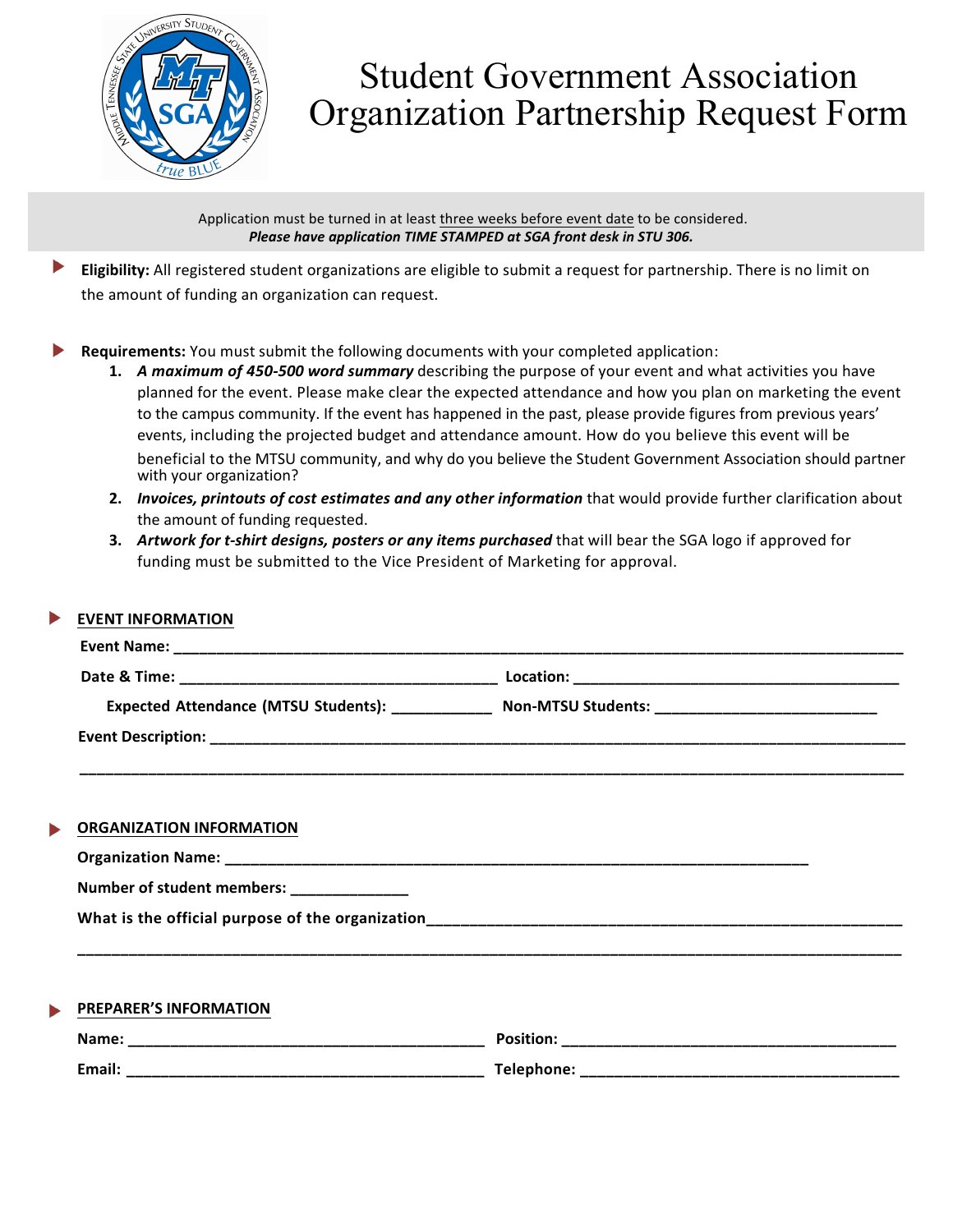# Student Government Association Organization Partnership Request Form

Application must be turned in at least three weeks before event date to be considered.
***Please have application TIME STAMPED at SGA front desk in STU 306.***

- **Eligibility:** All registered student organizations are eligible to submit a request for partnership. There is no limit on the amount of funding an organization can request.

- **Requirements:** You must submit the following documents with your completed application:
  1. ***A maximum of 450-500 word summary*** describing the purpose of your event and what activities you have planned for the event. Please make clear the expected attendance and how you plan on marketing the event to the campus community. If the event has happened in the past, please provide figures from previous years' events, including the projected budget and attendance amount. How do you believe this event will be beneficial to the MTSU community, and why do you believe the Student Government Association should partner with your organization?
  2. ***Invoices, printouts of cost estimates and any other information*** that would provide further clarification about the amount of funding requested.
  3. ***Artwork for t-shirt designs, posters or any items purchased*** that will bear the SGA logo if approved for funding must be submitted to the Vice President of Marketing for approval.

## EVENT INFORMATION

**Event Name:** ______________________________________________

**Date & Time:** ______________________ **Location:** ______________________

**Expected Attendance (MTSU Students):** __________ **Non-MTSU Students:** ______________

**Event Description:** ______________________________________________

______________________________________________

## ORGANIZATION INFORMATION

**Organization Name:** ______________________________________________

**Number of student members:** __________

**What is the official purpose of the organization** ______________________________________________

______________________________________________

## PREPARER'S INFORMATION

**Name:** ______________________ **Position:** ______________________

**Email:** ______________________ **Telephone:** ______________________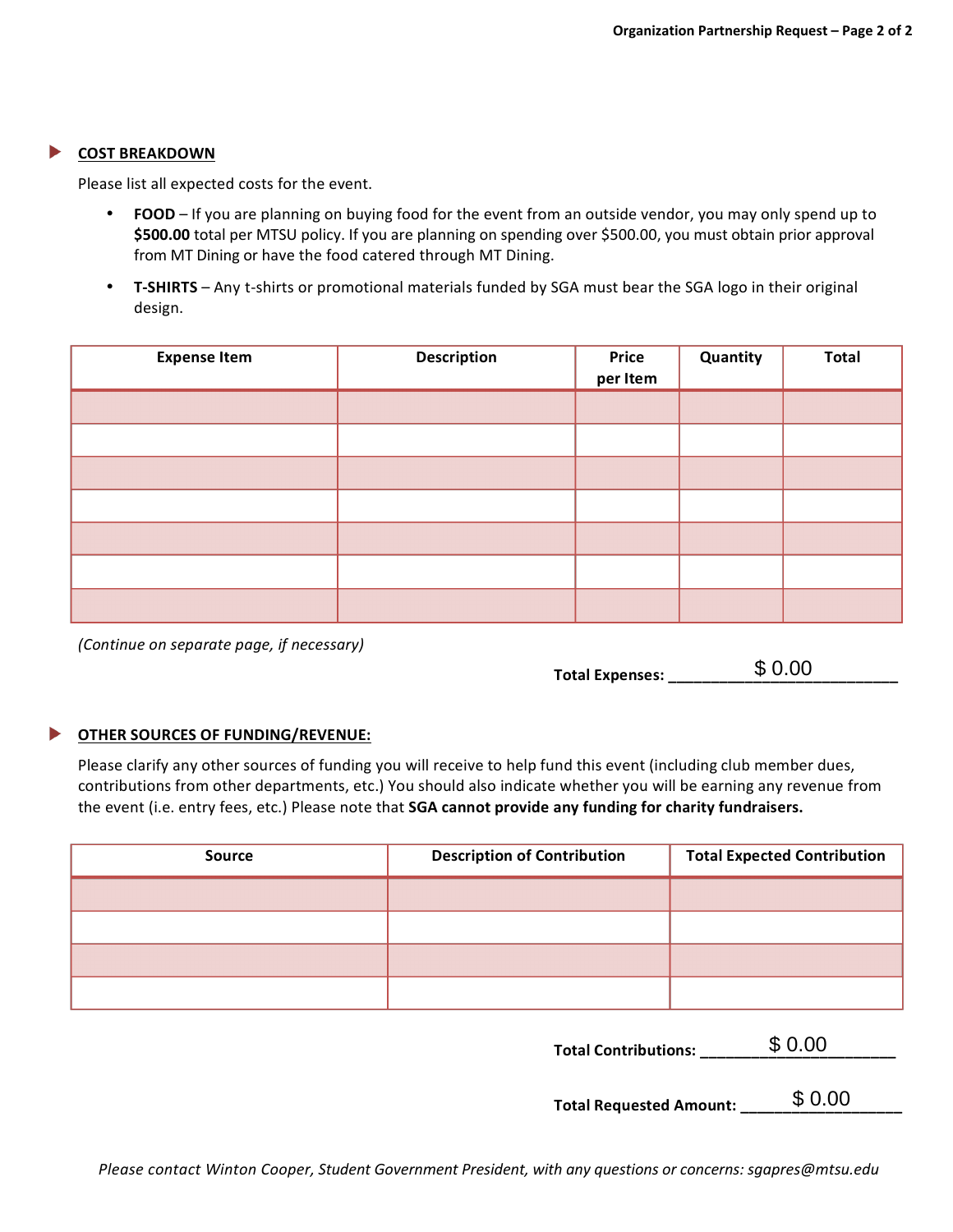## COST BREAKDOWN

Please list all expected costs for the event.

- **FOOD** – If you are planning on buying food for the event from an outside vendor, you may only spend up to **$500.00** total per MTSU policy. If you are planning on spending over $500.00, you must obtain prior approval from MT Dining or have the food catered through MT Dining.
- **T-SHIRTS** – Any t-shirts or promotional materials funded by SGA must bear the SGA logo in their original design.

| Expense Item | Description | Price per Item | Quantity | Total |
|---|---|---|---|---|
| | | | | |
| | | | | |
| | | | | |
| | | | | |
| | | | | |
| | | | | |
| | | | | |

*(Continue on separate page, if necessary)*

**Total Expenses:** $ 0.00

## OTHER SOURCES OF FUNDING/REVENUE:

Please clarify any other sources of funding you will receive to help fund this event (including club member dues, contributions from other departments, etc.) You should also indicate whether you will be earning any revenue from the event (i.e. entry fees, etc.) Please note that **SGA cannot provide any funding for charity fundraisers.**

| Source | Description of Contribution | Total Expected Contribution |
|---|---|---|
| | | |
| | | |
| | | |
| | | |

**Total Contributions:** $ 0.00

**Total Requested Amount:** $ 0.00

*Please contact Winton Cooper, Student Government President, with any questions or concerns: sgapres@mtsu.edu*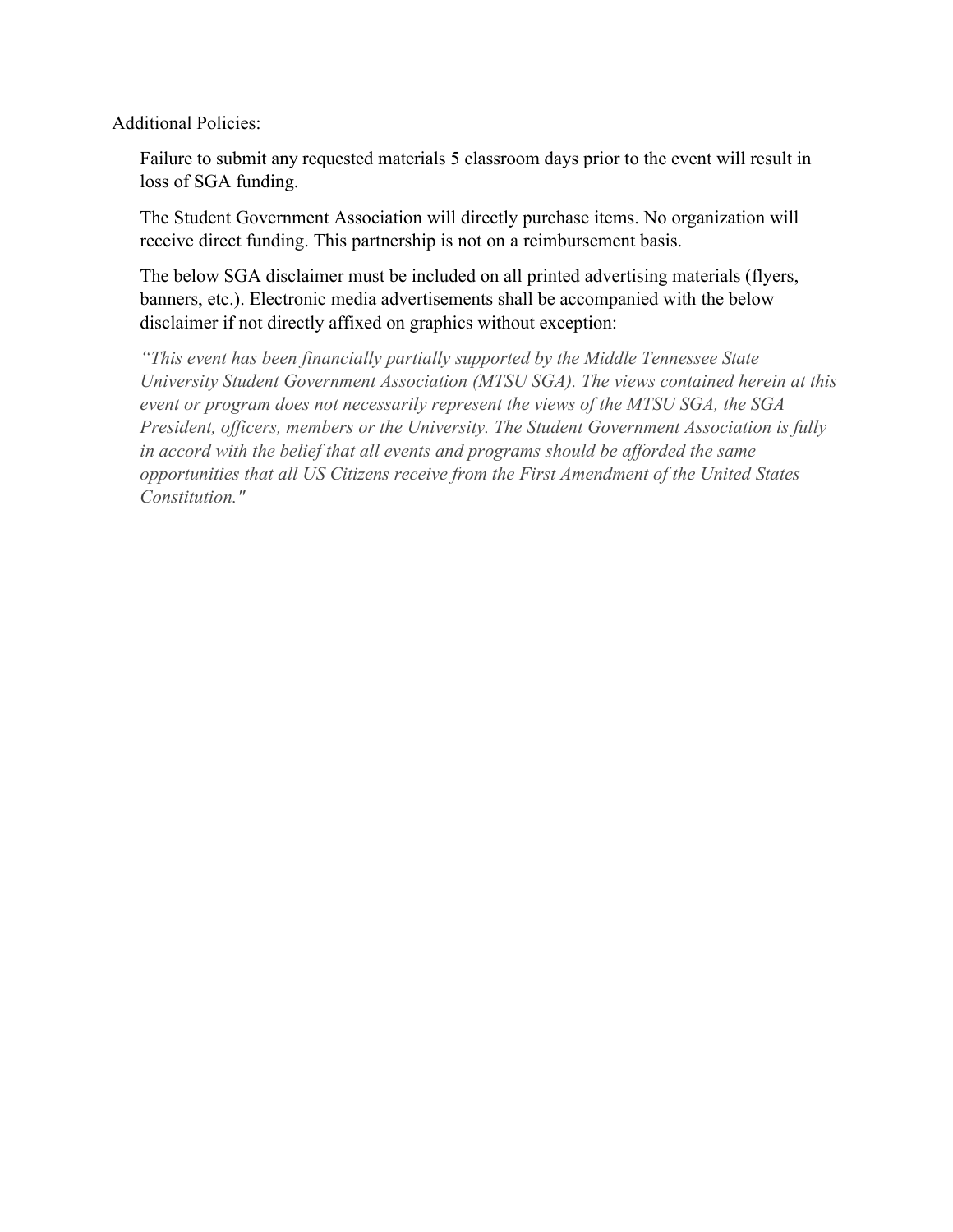Additional Policies:

Failure to submit any requested materials 5 classroom days prior to the event will result in loss of SGA funding.

The Student Government Association will directly purchase items. No organization will receive direct funding. This partnership is not on a reimbursement basis.

The below SGA disclaimer must be included on all printed advertising materials (flyers, banners, etc.). Electronic media advertisements shall be accompanied with the below disclaimer if not directly affixed on graphics without exception:

*“This event has been financially partially supported by the Middle Tennessee State University Student Government Association (MTSU SGA). The views contained herein at this event or program does not necessarily represent the views of the MTSU SGA, the SGA President, officers, members or the University. The Student Government Association is fully in accord with the belief that all events and programs should be afforded the same opportunities that all US Citizens receive from the First Amendment of the United States Constitution."*